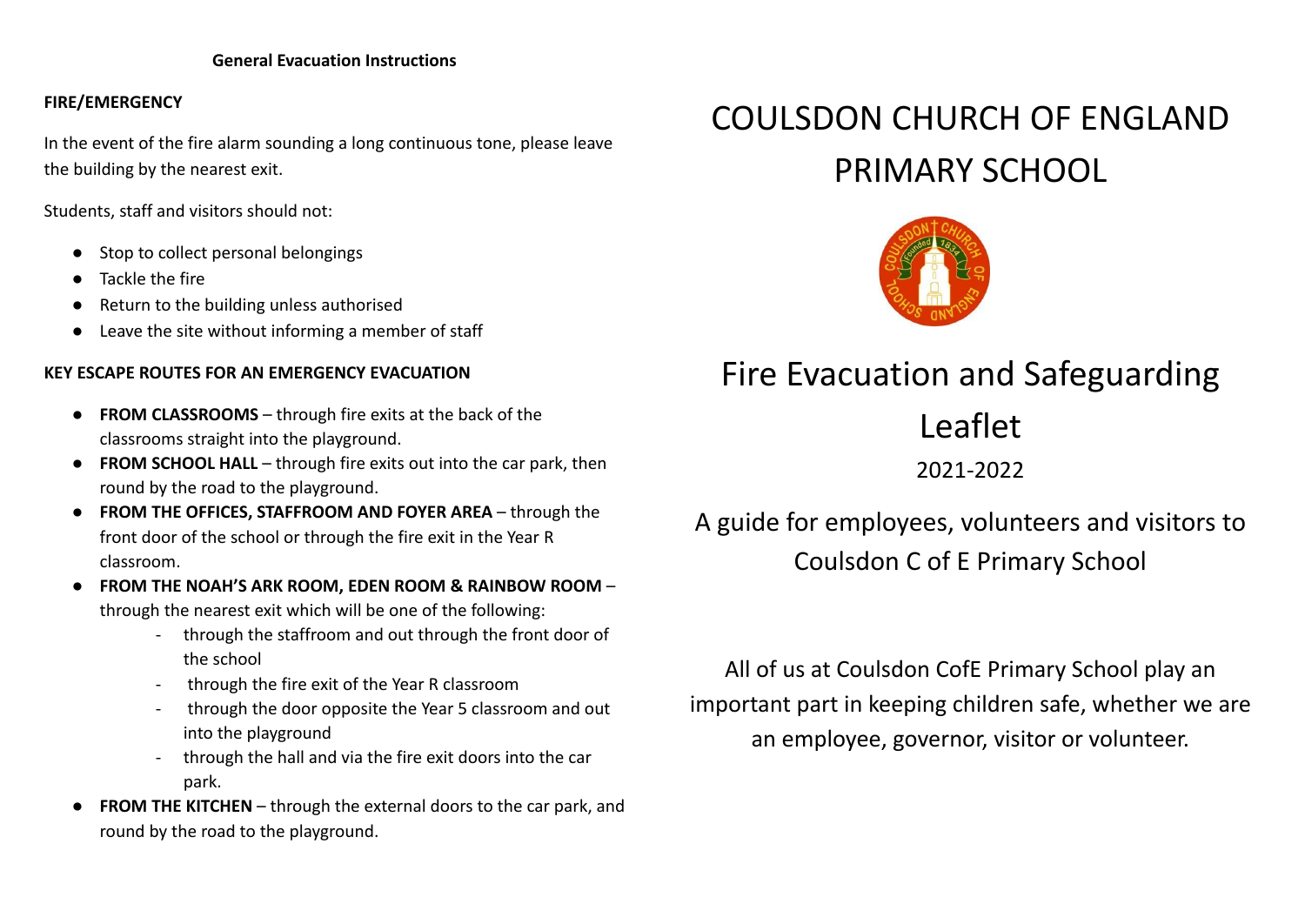## General Evacuation Instructions

**FIRE/EMERGENCY**

In the event of the fire alarm sounding a long continuous tone, please leave the building by the nearest exit.

Students, staff and visitors should not:

- Stop to collect personal belongings
- Tackle the fire
- Return to the building unless authorised
- Leave the site without informing a member of staff

**KEY ESCAPE ROUTES FOR AN EMERGENCY EVACUATION**

- **FROM CLASSROOMS** – through fire exits at the back of the classrooms straight into the playground.
- **FROM SCHOOL HALL** – through fire exits out into the car park, then round by the road to the playground.
- **FROM THE OFFICES, STAFFROOM AND FOYER AREA** – through the front door of the school or through the fire exit in the Year R classroom.
- **FROM THE NOAH'S ARK ROOM, EDEN ROOM & RAINBOW ROOM** – through the nearest exit which will be one of the following:
  - through the staffroom and out through the front door of the school
  - through the fire exit of the Year R classroom
  - through the door opposite the Year 5 classroom and out into the playground
  - through the hall and via the fire exit doors into the car park.
- **FROM THE KITCHEN** – through the external doors to the car park, and round by the road to the playground.

# COULSDON CHURCH OF ENGLAND PRIMARY SCHOOL

# Fire Evacuation and Safeguarding Leaflet

2021-2022

A guide for employees, volunteers and visitors to Coulsdon C of E Primary School

All of us at Coulsdon CofE Primary School play an important part in keeping children safe, whether we are an employee, governor, visitor or volunteer.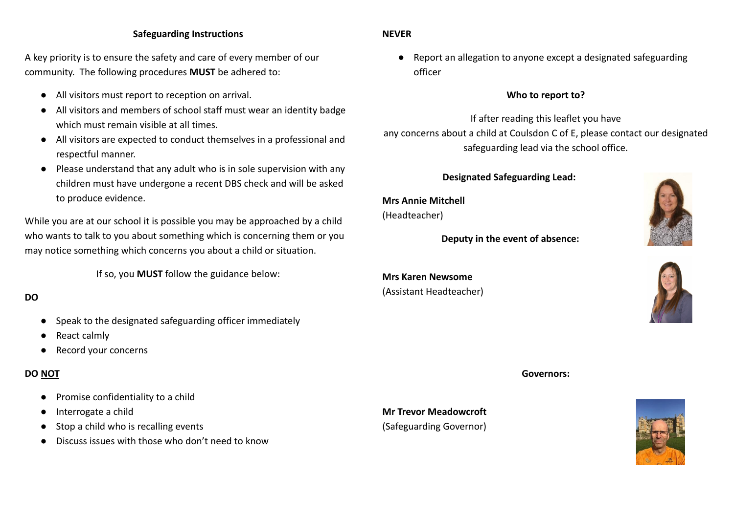## Safeguarding Instructions

A key priority is to ensure the safety and care of every member of our community. The following procedures **MUST** be adhered to:

- All visitors must report to reception on arrival.
- All visitors and members of school staff must wear an identity badge which must remain visible at all times.
- All visitors are expected to conduct themselves in a professional and respectful manner.
- Please understand that any adult who is in sole supervision with any children must have undergone a recent DBS check and will be asked to produce evidence.

While you are at our school it is possible you may be approached by a child who wants to talk to you about something which is concerning them or you may notice something which concerns you about a child or situation.

If so, you **MUST** follow the guidance below:

**DO**

- Speak to the designated safeguarding officer immediately
- React calmly
- Record your concerns

**DO <u>NOT</u>**

- Promise confidentiality to a child
- Interrogate a child
- Stop a child who is recalling events
- Discuss issues with those who don't need to know

**NEVER**

- Report an allegation to anyone except a designated safeguarding officer

**Who to report to?**

If after reading this leaflet you have any concerns about a child at Coulsdon C of E, please contact our designated safeguarding lead via the school office.

**Designated Safeguarding Lead:**

**Mrs Annie Mitchell**
(Headteacher)

**Deputy in the event of absence:**

**Mrs Karen Newsome**
(Assistant Headteacher)

**Governors:**

**Mr Trevor Meadowcroft**
(Safeguarding Governor)